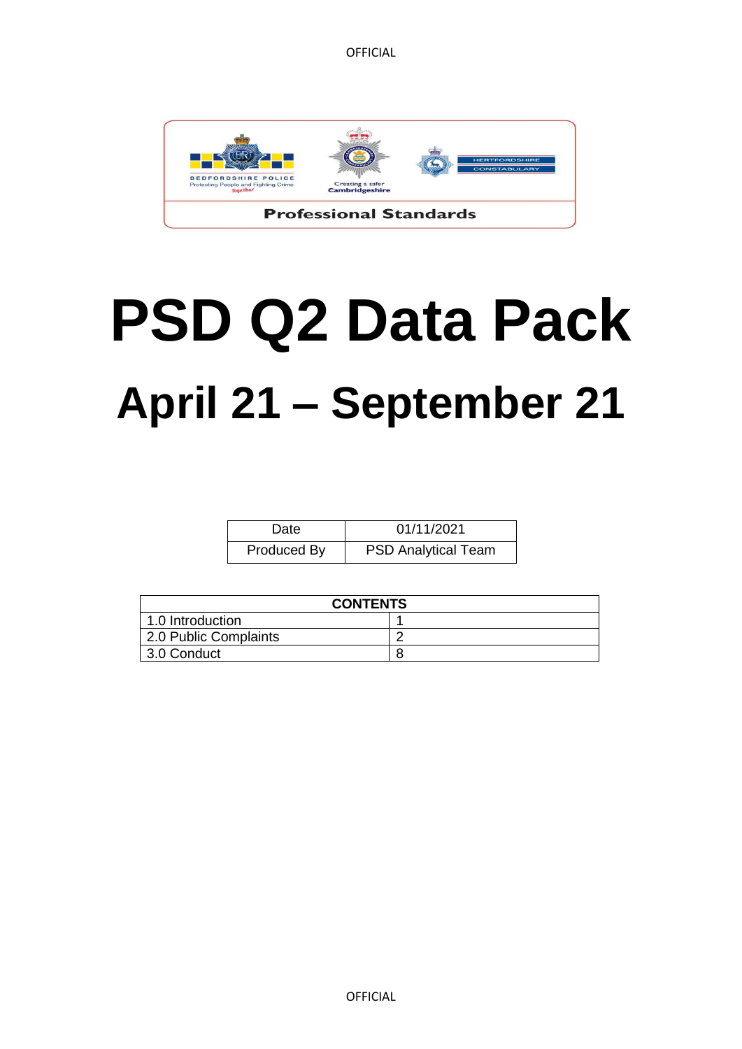Professional Standards

# PSD Q2 Data Pack

## April 21 – September 21

| Date | 01/11/2021 |
| --- | --- |
| Produced By | PSD Analytical Team |

| CONTENTS | |
| --- | --- |
| 1.0 Introduction | 1 |
| 2.0 Public Complaints | 2 |
| 3.0 Conduct | 8 |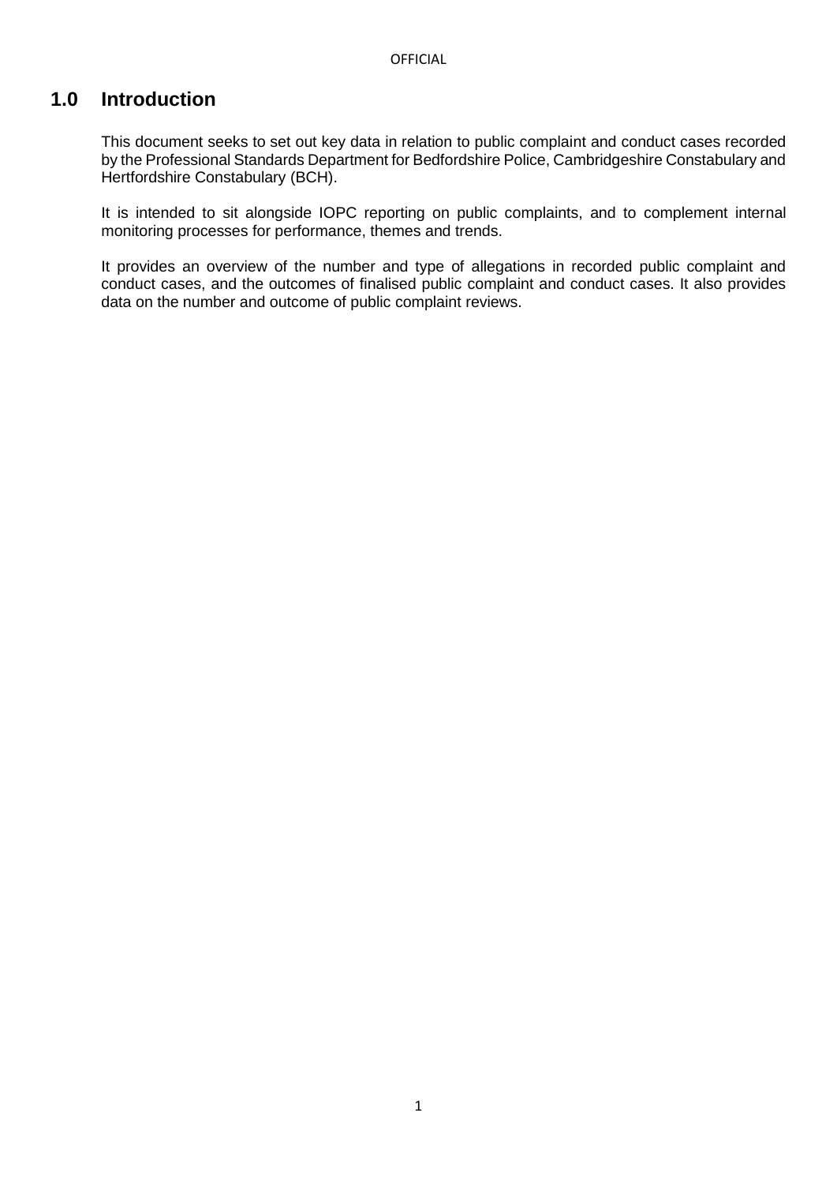## 1.0 Introduction

This document seeks to set out key data in relation to public complaint and conduct cases recorded by the Professional Standards Department for Bedfordshire Police, Cambridgeshire Constabulary and Hertfordshire Constabulary (BCH).

It is intended to sit alongside IOPC reporting on public complaints, and to complement internal monitoring processes for performance, themes and trends.

It provides an overview of the number and type of allegations in recorded public complaint and conduct cases, and the outcomes of finalised public complaint and conduct cases. It also provides data on the number and outcome of public complaint reviews.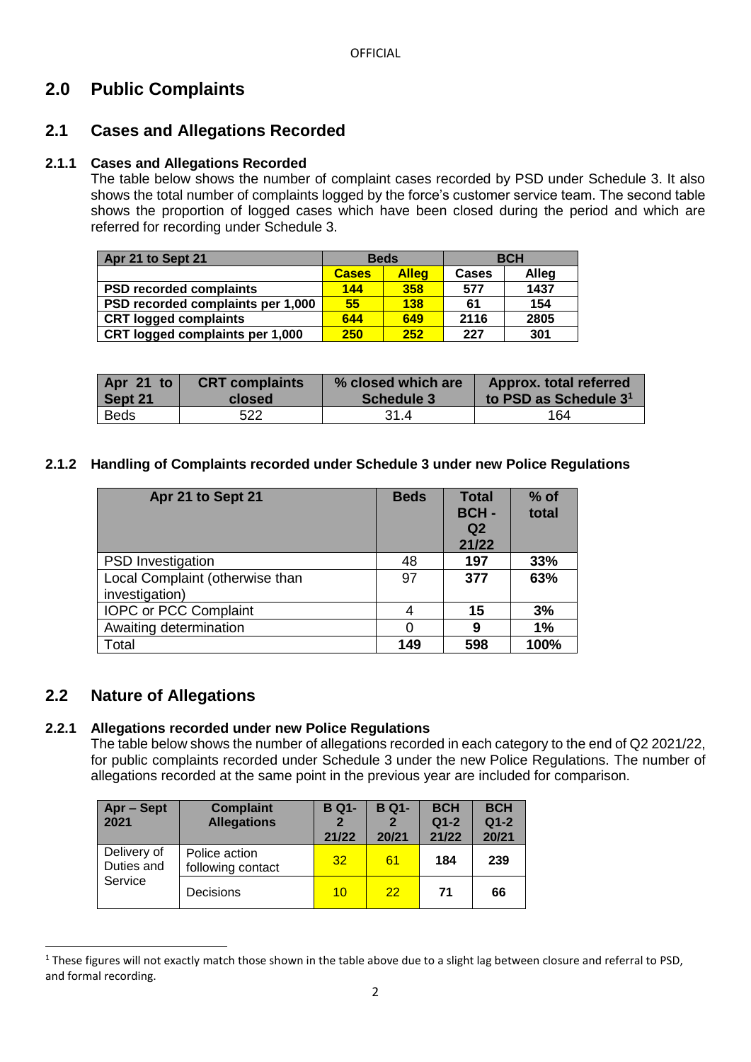# 2.0 Public Complaints

## 2.1 Cases and Allegations Recorded

### 2.1.1 Cases and Allegations Recorded

The table below shows the number of complaint cases recorded by PSD under Schedule 3. It also shows the total number of complaints logged by the force's customer service team. The second table shows the proportion of logged cases which have been closed during the period and which are referred for recording under Schedule 3.

| Apr 21 to Sept 21 | Beds | | BCH | |
|---|---|---|---|---|
| | Cases | Alleg | Cases | Alleg |
| PSD recorded complaints | 144 | 358 | 577 | 1437 |
| PSD recorded complaints per 1,000 | 55 | 138 | 61 | 154 |
| CRT logged complaints | 644 | 649 | 2116 | 2805 |
| CRT logged complaints per 1,000 | 250 | 252 | 227 | 301 |

| Apr 21 to Sept 21 | CRT complaints closed | % closed which are Schedule 3 | Approx. total referred to PSD as Schedule 3[1] |
|---|---|---|---|
| Beds | 522 | 31.4 | 164 |

### 2.1.2 Handling of Complaints recorded under Schedule 3 under new Police Regulations

| Apr 21 to Sept 21 | Beds | Total BCH - Q2 21/22 | % of total |
|---|---|---|---|
| PSD Investigation | 48 | 197 | 33% |
| Local Complaint (otherwise than investigation) | 97 | 377 | 63% |
| IOPC or PCC Complaint | 4 | 15 | 3% |
| Awaiting determination | 0 | 9 | 1% |
| Total | 149 | 598 | 100% |

## 2.2 Nature of Allegations

### 2.2.1 Allegations recorded under new Police Regulations

The table below shows the number of allegations recorded in each category to the end of Q2 2021/22, for public complaints recorded under Schedule 3 under the new Police Regulations. The number of allegations recorded at the same point in the previous year are included for comparison.

| Apr – Sept 2021 | Complaint Allegations | B Q1-2 21/22 | B Q1-2 20/21 | BCH Q1-2 21/22 | BCH Q1-2 20/21 |
|---|---|---|---|---|---|
| Delivery of Duties and Service | Police action following contact | 32 | 61 | 184 | 239 |
| | Decisions | 10 | 22 | 71 | 66 |

[1] These figures will not exactly match those shown in the table above due to a slight lag between closure and referral to PSD, and formal recording.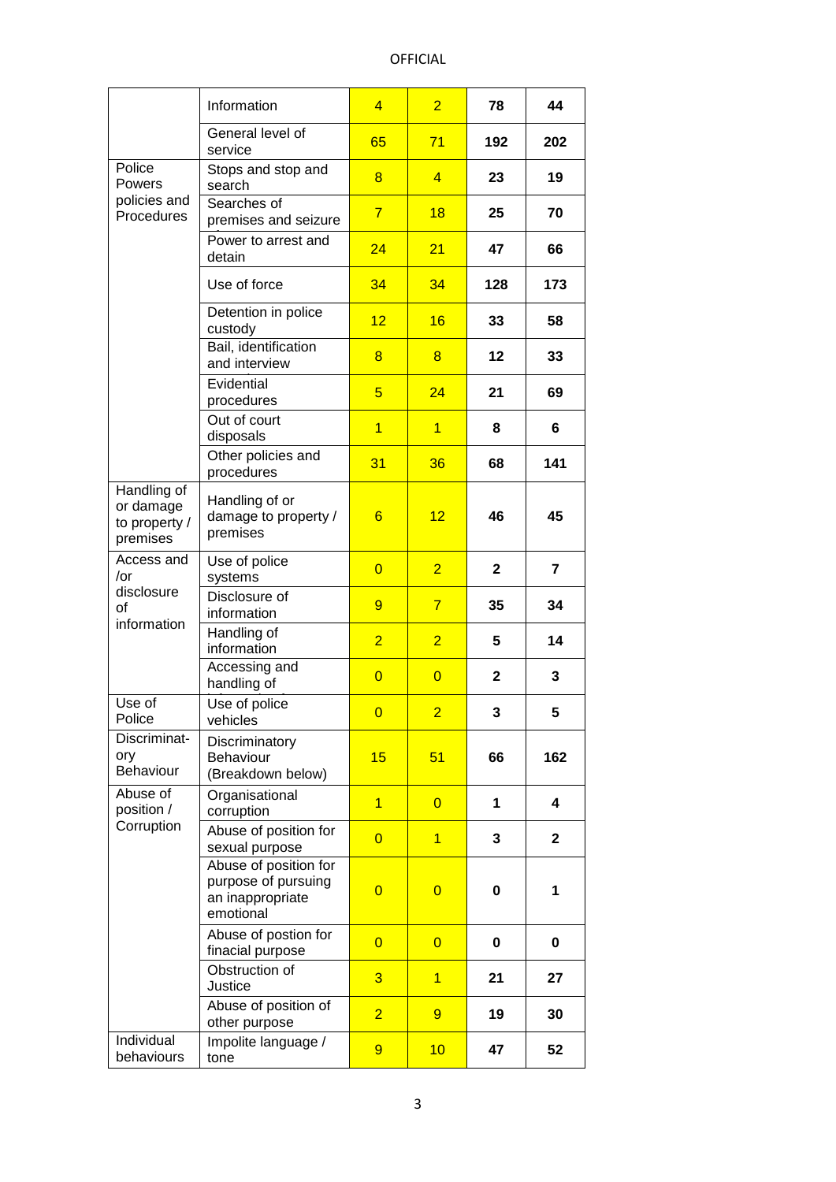|  |  |  |  |  |  |
|---|---|---|---|---|---|
|  | Information | 4 | 2 | **78** | **44** |
|  | General level of service | 65 | 71 | **192** | **202** |
| Police Powers policies and Procedures | Stops and stop and search | 8 | 4 | **23** | **19** |
|  | Searches of premises and seizure | 7 | 18 | **25** | **70** |
|  | Power to arrest and detain | 24 | 21 | **47** | **66** |
|  | Use of force | 34 | 34 | **128** | **173** |
|  | Detention in police custody | 12 | 16 | **33** | **58** |
|  | Bail, identification and interview | 8 | 8 | **12** | **33** |
|  | Evidential procedures | 5 | 24 | **21** | **69** |
|  | Out of court disposals | 1 | 1 | **8** | **6** |
|  | Other policies and procedures | 31 | 36 | **68** | **141** |
| Handling of or damage to property / premises | Handling of or damage to property / premises | 6 | 12 | **46** | **45** |
| Access and /or disclosure of information | Use of police systems | 0 | 2 | **2** | **7** |
|  | Disclosure of information | 9 | 7 | **35** | **34** |
|  | Handling of information | 2 | 2 | **5** | **14** |
|  | Accessing and handling of | 0 | 0 | **2** | **3** |
| Use of Police | Use of police vehicles | 0 | 2 | **3** | **5** |
| Discriminat-ory Behaviour | Discriminatory Behaviour (Breakdown below) | 15 | 51 | **66** | **162** |
| Abuse of position / Corruption | Organisational corruption | 1 | 0 | **1** | **4** |
|  | Abuse of position for sexual purpose | 0 | 1 | **3** | **2** |
|  | Abuse of position for purpose of pursuing an inappropriate emotional | 0 | 0 | **0** | **1** |
|  | Abuse of postion for finacial purpose | 0 | 0 | **0** | **0** |
|  | Obstruction of Justice | 3 | 1 | **21** | **27** |
|  | Abuse of position of other purpose | 2 | 9 | **19** | **30** |
| Individual behaviours | Impolite language / tone | 9 | 10 | **47** | **52** |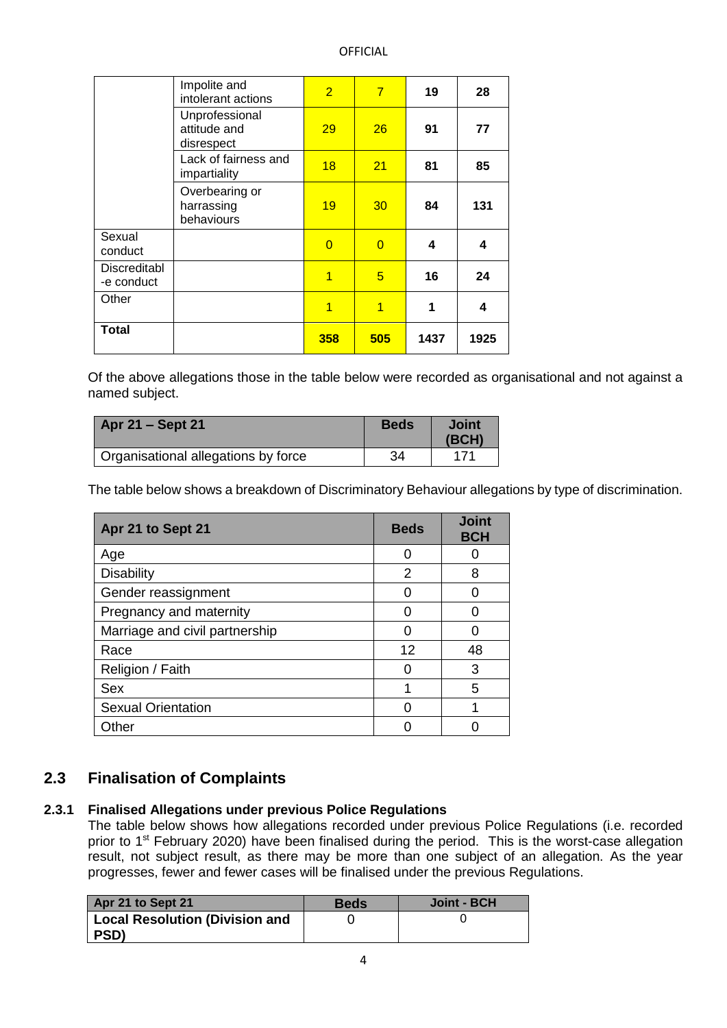OFFICIAL

| | | | | | |
|---|---|---|---|---|---|
| | Impolite and intolerant actions | 2 | 7 | **19** | **28** |
| | Unprofessional attitude and disrespect | 29 | 26 | **91** | **77** |
| | Lack of fairness and impartiality | 18 | 21 | **81** | **85** |
| | Overbearing or harrassing behaviours | 19 | 30 | **84** | **131** |
| Sexual conduct | | 0 | 0 | **4** | **4** |
| Discreditable conduct | | 1 | 5 | **16** | **24** |
| Other | | 1 | 1 | **1** | **4** |
| **Total** | | **358** | **505** | **1437** | **1925** |

Of the above allegations those in the table below were recorded as organisational and not against a named subject.

| Apr 21 – Sept 21 | Beds | Joint (BCH) |
|---|---|---|
| Organisational allegations by force | 34 | 171 |

The table below shows a breakdown of Discriminatory Behaviour allegations by type of discrimination.

| Apr 21 to Sept 21 | Beds | Joint BCH |
|---|---|---|
| Age | 0 | 0 |
| Disability | 2 | 8 |
| Gender reassignment | 0 | 0 |
| Pregnancy and maternity | 0 | 0 |
| Marriage and civil partnership | 0 | 0 |
| Race | 12 | 48 |
| Religion / Faith | 0 | 3 |
| Sex | 1 | 5 |
| Sexual Orientation | 0 | 1 |
| Other | 0 | 0 |

## 2.3 Finalisation of Complaints

### 2.3.1 Finalised Allegations under previous Police Regulations

The table below shows how allegations recorded under previous Police Regulations (i.e. recorded prior to 1st February 2020) have been finalised during the period. This is the worst-case allegation result, not subject result, as there may be more than one subject of an allegation. As the year progresses, fewer and fewer cases will be finalised under the previous Regulations.

| Apr 21 to Sept 21 | Beds | Joint - BCH |
|---|---|---|
| **Local Resolution (Division and PSD)** | 0 | 0 |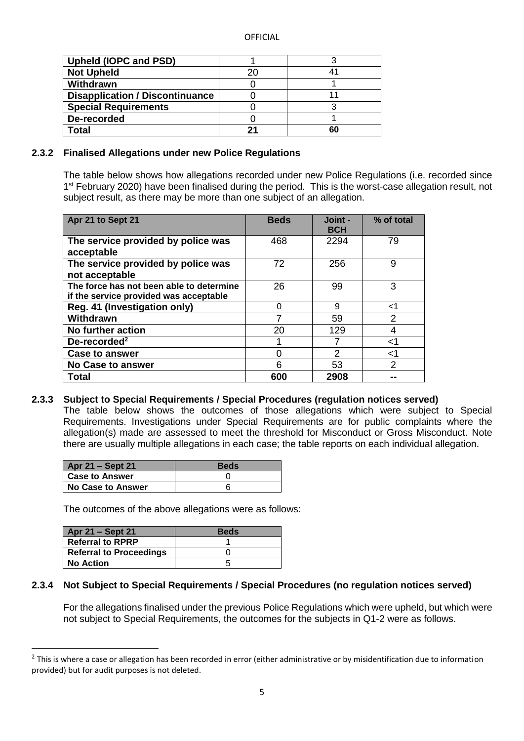| | | |
|---|---|---|
| **Upheld (IOPC and PSD)** | 1 | 3 |
| **Not Upheld** | 20 | 41 |
| **Withdrawn** | 0 | 1 |
| **Disapplication / Discontinuance** | 0 | 11 |
| **Special Requirements** | 0 | 3 |
| **De-recorded** | 0 | 1 |
| **Total** | **21** | **60** |

### 2.3.2 Finalised Allegations under new Police Regulations

The table below shows how allegations recorded under new Police Regulations (i.e. recorded since 1st February 2020) have been finalised during the period. This is the worst-case allegation result, not subject result, as there may be more than one subject of an allegation.

| Apr 21 to Sept 21 | Beds | Joint - BCH | % of total |
|---|---|---|---|
| **The service provided by police was acceptable** | 468 | 2294 | 79 |
| **The service provided by police was not acceptable** | 72 | 256 | 9 |
| **The force has not been able to determine if the service provided was acceptable** | 26 | 99 | 3 |
| **Reg. 41 (Investigation only)** | 0 | 9 | <1 |
| **Withdrawn** | 7 | 59 | 2 |
| **No further action** | 20 | 129 | 4 |
| **De-recorded[2]** | 1 | 7 | <1 |
| **Case to answer** | 0 | 2 | <1 |
| **No Case to answer** | 6 | 53 | 2 |
| **Total** | **600** | **2908** | **--** |

### 2.3.3 Subject to Special Requirements / Special Procedures (regulation notices served)

The table below shows the outcomes of those allegations which were subject to Special Requirements. Investigations under Special Requirements are for public complaints where the allegation(s) made are assessed to meet the threshold for Misconduct or Gross Misconduct. Note there are usually multiple allegations in each case; the table reports on each individual allegation.

| Apr 21 – Sept 21 | Beds |
|---|---|
| **Case to Answer** | 0 |
| **No Case to Answer** | 6 |

The outcomes of the above allegations were as follows:

| Apr 21 – Sept 21 | Beds |
|---|---|
| **Referral to RPRP** | 1 |
| **Referral to Proceedings** | 0 |
| **No Action** | 5 |

### 2.3.4 Not Subject to Special Requirements / Special Procedures (no regulation notices served)

For the allegations finalised under the previous Police Regulations which were upheld, but which were not subject to Special Requirements, the outcomes for the subjects in Q1-2 were as follows.

[2] This is where a case or allegation has been recorded in error (either administrative or by misidentification due to information provided) but for audit purposes is not deleted.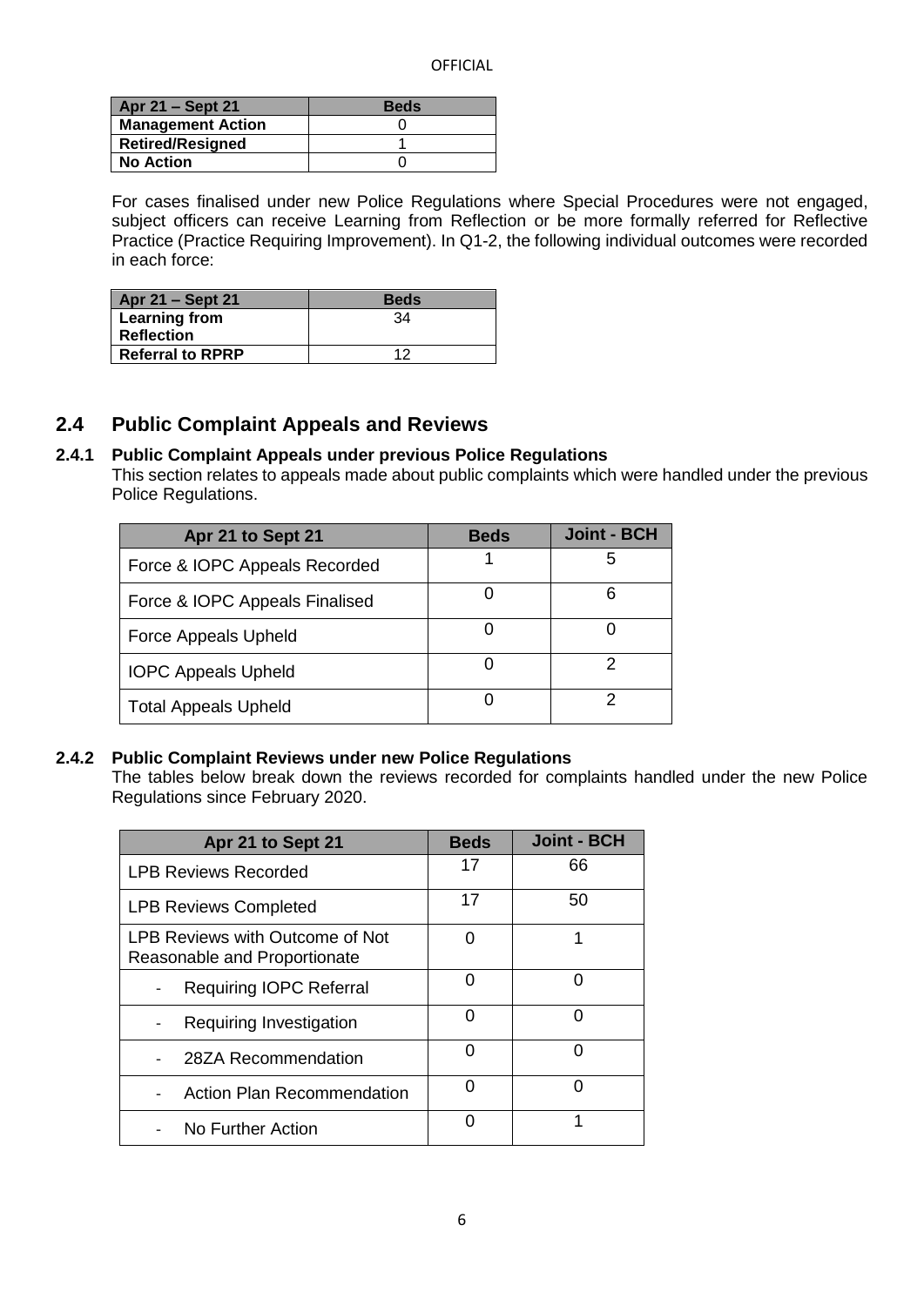| Apr 21 – Sept 21 | Beds |
|---|---|
| **Management Action** | 0 |
| **Retired/Resigned** | 1 |
| **No Action** | 0 |

For cases finalised under new Police Regulations where Special Procedures were not engaged, subject officers can receive Learning from Reflection or be more formally referred for Reflective Practice (Practice Requiring Improvement). In Q1-2, the following individual outcomes were recorded in each force:

| Apr 21 – Sept 21 | Beds |
|---|---|
| **Learning from Reflection** | 34 |
| **Referral to RPRP** | 12 |

## 2.4 Public Complaint Appeals and Reviews

### 2.4.1 Public Complaint Appeals under previous Police Regulations

This section relates to appeals made about public complaints which were handled under the previous Police Regulations.

| Apr 21 to Sept 21 | Beds | Joint - BCH |
|---|---|---|
| Force & IOPC Appeals Recorded | 1 | 5 |
| Force & IOPC Appeals Finalised | 0 | 6 |
| Force Appeals Upheld | 0 | 0 |
| IOPC Appeals Upheld | 0 | 2 |
| Total Appeals Upheld | 0 | 2 |

### 2.4.2 Public Complaint Reviews under new Police Regulations

The tables below break down the reviews recorded for complaints handled under the new Police Regulations since February 2020.

| Apr 21 to Sept 21 | Beds | Joint - BCH |
|---|---|---|
| LPB Reviews Recorded | 17 | 66 |
| LPB Reviews Completed | 17 | 50 |
| LPB Reviews with Outcome of Not Reasonable and Proportionate | 0 | 1 |
| - Requiring IOPC Referral | 0 | 0 |
| - Requiring Investigation | 0 | 0 |
| - 28ZA Recommendation | 0 | 0 |
| - Action Plan Recommendation | 0 | 0 |
| - No Further Action | 0 | 1 |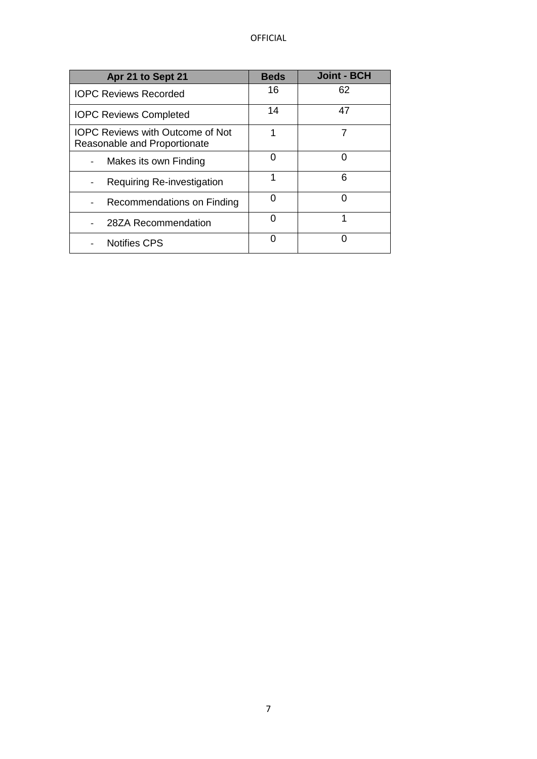| Apr 21 to Sept 21 | Beds | Joint - BCH |
|---|---|---|
| IOPC Reviews Recorded | 16 | 62 |
| IOPC Reviews Completed | 14 | 47 |
| IOPC Reviews with Outcome of Not Reasonable and Proportionate | 1 | 7 |
| - Makes its own Finding | 0 | 0 |
| - Requiring Re-investigation | 1 | 6 |
| - Recommendations on Finding | 0 | 0 |
| - 28ZA Recommendation | 0 | 1 |
| - Notifies CPS | 0 | 0 |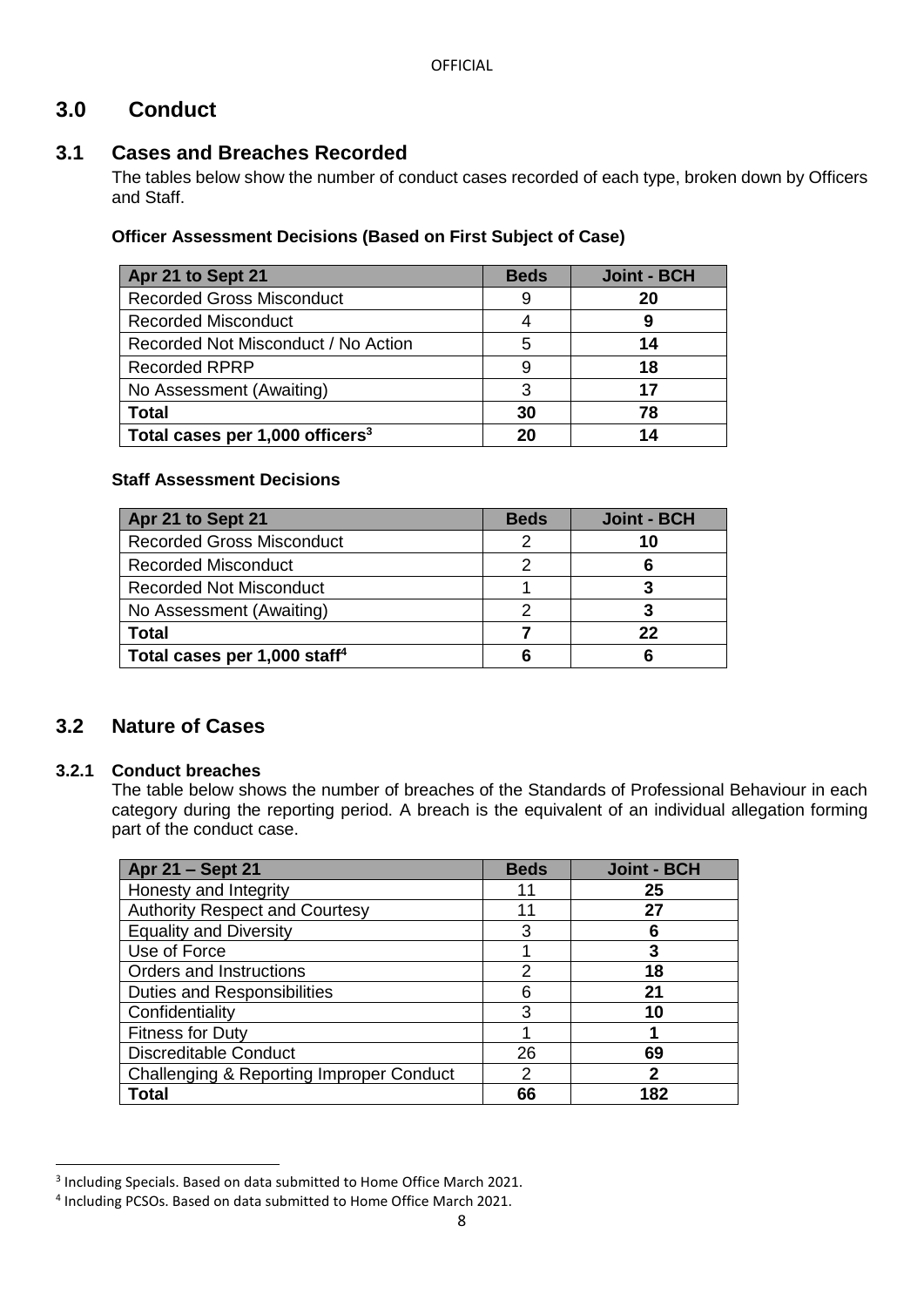# 3.0 Conduct

## 3.1 Cases and Breaches Recorded

The tables below show the number of conduct cases recorded of each type, broken down by Officers and Staff.

**Officer Assessment Decisions (Based on First Subject of Case)**

| Apr 21 to Sept 21 | Beds | Joint - BCH |
|---|---|---|
| Recorded Gross Misconduct | 9 | **20** |
| Recorded Misconduct | 4 | **9** |
| Recorded Not Misconduct / No Action | 5 | **14** |
| Recorded RPRP | 9 | **18** |
| No Assessment (Awaiting) | 3 | **17** |
| **Total** | **30** | **78** |
| **Total cases per 1,000 officers[3]** | **20** | **14** |

**Staff Assessment Decisions**

| Apr 21 to Sept 21 | Beds | Joint - BCH |
|---|---|---|
| Recorded Gross Misconduct | 2 | **10** |
| Recorded Misconduct | 2 | **6** |
| Recorded Not Misconduct | 1 | **3** |
| No Assessment (Awaiting) | 2 | **3** |
| **Total** | **7** | **22** |
| **Total cases per 1,000 staff[4]** | **6** | **6** |

## 3.2 Nature of Cases

### 3.2.1 Conduct breaches

The table below shows the number of breaches of the Standards of Professional Behaviour in each category during the reporting period. A breach is the equivalent of an individual allegation forming part of the conduct case.

| Apr 21 – Sept 21 | Beds | Joint - BCH |
|---|---|---|
| Honesty and Integrity | 11 | **25** |
| Authority Respect and Courtesy | 11 | **27** |
| Equality and Diversity | 3 | **6** |
| Use of Force | 1 | **3** |
| Orders and Instructions | 2 | **18** |
| Duties and Responsibilities | 6 | **21** |
| Confidentiality | 3 | **10** |
| Fitness for Duty | 1 | **1** |
| Discreditable Conduct | 26 | **69** |
| Challenging & Reporting Improper Conduct | 2 | **2** |
| **Total** | **66** | **182** |

[3] Including Specials. Based on data submitted to Home Office March 2021.

[4] Including PCSOs. Based on data submitted to Home Office March 2021.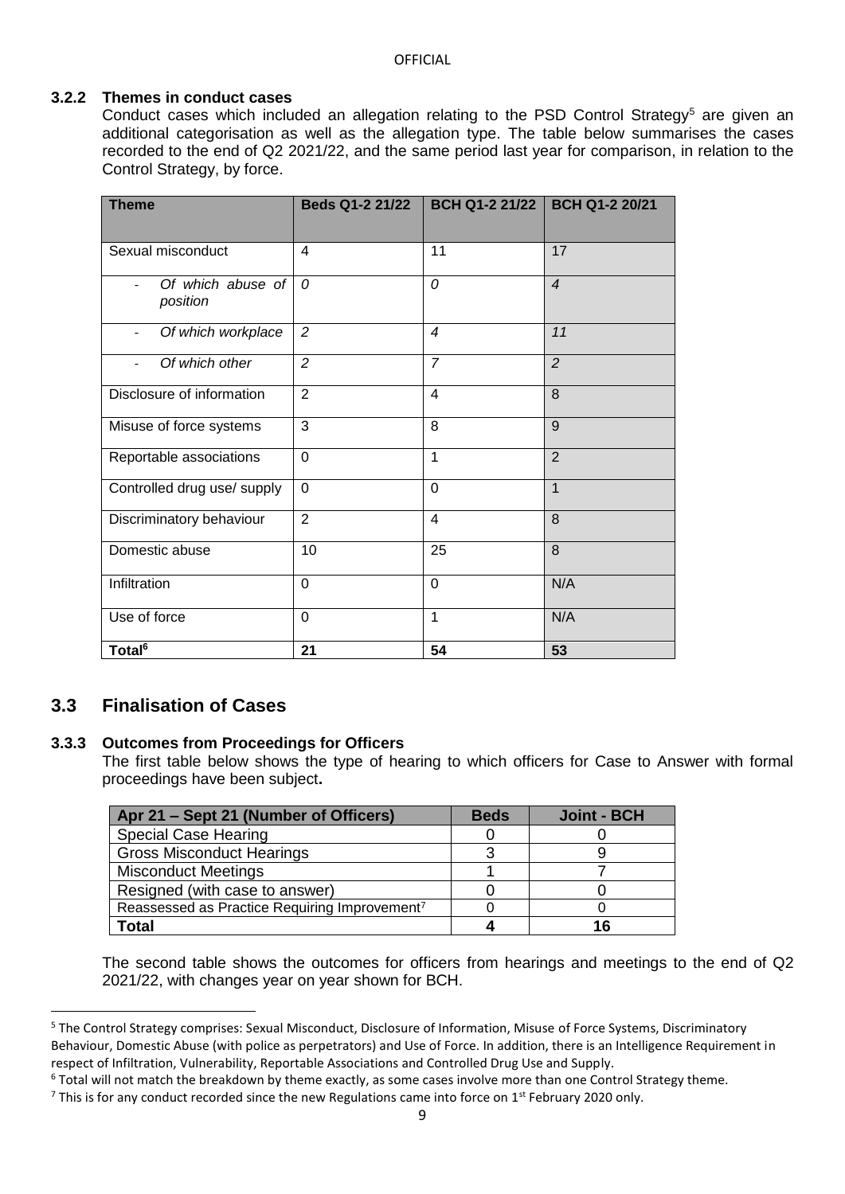#### 3.2.2 Themes in conduct cases

Conduct cases which included an allegation relating to the PSD Control Strategy[5] are given an additional categorisation as well as the allegation type. The table below summarises the cases recorded to the end of Q2 2021/22, and the same period last year for comparison, in relation to the Control Strategy, by force.

| Theme | Beds Q1-2 21/22 | BCH Q1-2 21/22 | BCH Q1-2 20/21 |
|---|---|---|---|
| Sexual misconduct | 4 | 11 | 17 |
| - *Of which abuse of position* | *0* | *0* | *4* |
| - *Of which workplace* | *2* | *4* | *11* |
| - *Of which other* | *2* | *7* | *2* |
| Disclosure of information | 2 | 4 | 8 |
| Misuse of force systems | 3 | 8 | 9 |
| Reportable associations | 0 | 1 | 2 |
| Controlled drug use/ supply | 0 | 0 | 1 |
| Discriminatory behaviour | 2 | 4 | 8 |
| Domestic abuse | 10 | 25 | 8 |
| Infiltration | 0 | 0 | N/A |
| Use of force | 0 | 1 | N/A |
| **Total[6]** | **21** | **54** | **53** |

## 3.3 Finalisation of Cases

#### 3.3.3 Outcomes from Proceedings for Officers

The first table below shows the type of hearing to which officers for Case to Answer with formal proceedings have been subject**.**

| Apr 21 – Sept 21 (Number of Officers) | Beds | Joint - BCH |
|---|---|---|
| Special Case Hearing | 0 | 0 |
| Gross Misconduct Hearings | 3 | 9 |
| Misconduct Meetings | 1 | 7 |
| Resigned (with case to answer) | 0 | 0 |
| Reassessed as Practice Requiring Improvement[7] | 0 | 0 |
| **Total** | **4** | **16** |

The second table shows the outcomes for officers from hearings and meetings to the end of Q2 2021/22, with changes year on year shown for BCH.

---

[5] The Control Strategy comprises: Sexual Misconduct, Disclosure of Information, Misuse of Force Systems, Discriminatory Behaviour, Domestic Abuse (with police as perpetrators) and Use of Force. In addition, there is an Intelligence Requirement in respect of Infiltration, Vulnerability, Reportable Associations and Controlled Drug Use and Supply.

[6] Total will not match the breakdown by theme exactly, as some cases involve more than one Control Strategy theme.

[7] This is for any conduct recorded since the new Regulations came into force on 1st February 2020 only.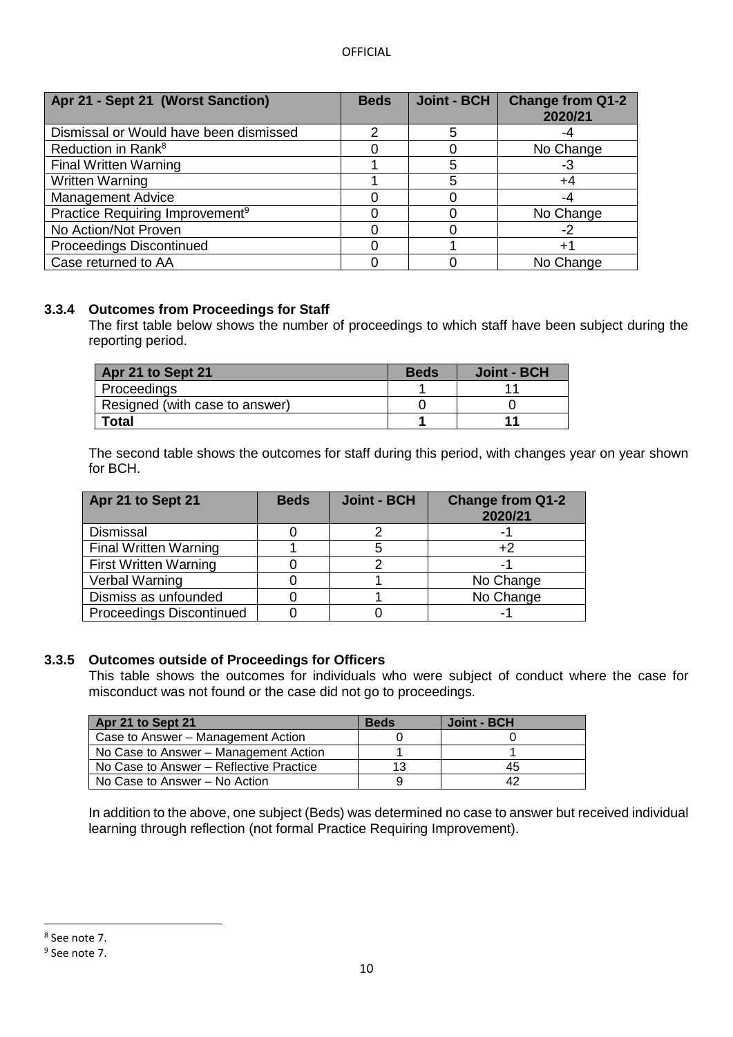| Apr 21 - Sept 21 (Worst Sanction) | Beds | Joint - BCH | Change from Q1-2 2020/21 |
|---|---|---|---|
| Dismissal or Would have been dismissed | 2 | 5 | -4 |
| Reduction in Rank[8] | 0 | 0 | No Change |
| Final Written Warning | 1 | 5 | -3 |
| Written Warning | 1 | 5 | +4 |
| Management Advice | 0 | 0 | -4 |
| Practice Requiring Improvement[9] | 0 | 0 | No Change |
| No Action/Not Proven | 0 | 0 | -2 |
| Proceedings Discontinued | 0 | 1 | +1 |
| Case returned to AA | 0 | 0 | No Change |

### 3.3.4 Outcomes from Proceedings for Staff

The first table below shows the number of proceedings to which staff have been subject during the reporting period.

| Apr 21 to Sept 21 | Beds | Joint - BCH |
|---|---|---|
| Proceedings | 1 | 11 |
| Resigned (with case to answer) | 0 | 0 |
| **Total** | **1** | **11** |

The second table shows the outcomes for staff during this period, with changes year on year shown for BCH.

| Apr 21 to Sept 21 | Beds | Joint - BCH | Change from Q1-2 2020/21 |
|---|---|---|---|
| Dismissal | 0 | 2 | -1 |
| Final Written Warning | 1 | 5 | +2 |
| First Written Warning | 0 | 2 | -1 |
| Verbal Warning | 0 | 1 | No Change |
| Dismiss as unfounded | 0 | 1 | No Change |
| Proceedings Discontinued | 0 | 0 | -1 |

### 3.3.5 Outcomes outside of Proceedings for Officers

This table shows the outcomes for individuals who were subject of conduct where the case for misconduct was not found or the case did not go to proceedings.

| Apr 21 to Sept 21 | Beds | Joint - BCH |
|---|---|---|
| Case to Answer – Management Action | 0 | 0 |
| No Case to Answer – Management Action | 1 | 1 |
| No Case to Answer – Reflective Practice | 13 | 45 |
| No Case to Answer – No Action | 9 | 42 |

In addition to the above, one subject (Beds) was determined no case to answer but received individual learning through reflection (not formal Practice Requiring Improvement).

[8] See note 7.

[9] See note 7.